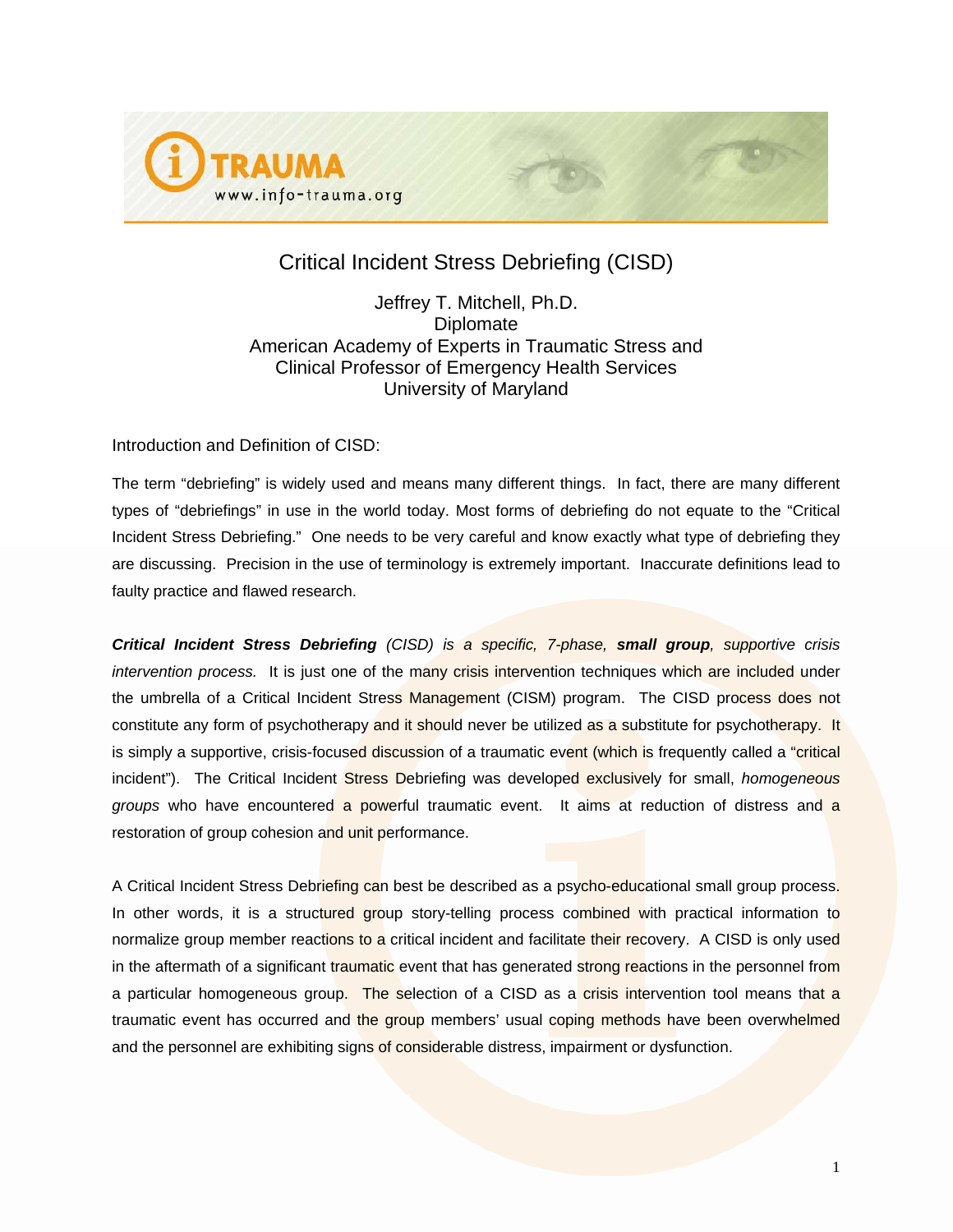# Critical Incident Stress Debriefing (CISD)

Jeffrey T. Mitchell, Ph.D.
Diplomate
American Academy of Experts in Traumatic Stress and
Clinical Professor of Emergency Health Services
University of Maryland

## Introduction and Definition of CISD:

The term "debriefing" is widely used and means many different things. In fact, there are many different types of "debriefings" in use in the world today. Most forms of debriefing do not equate to the "Critical Incident Stress Debriefing." One needs to be very careful and know exactly what type of debriefing they are discussing. Precision in the use of terminology is extremely important. Inaccurate definitions lead to faulty practice and flawed research.

***Critical Incident Stress Debriefing** (CISD) is a specific, 7-phase, **small group**, supportive crisis intervention process.* It is just one of the many crisis intervention techniques which are included under the umbrella of a Critical Incident Stress Management (CISM) program. The CISD process does not constitute any form of psychotherapy and it should never be utilized as a substitute for psychotherapy. It is simply a supportive, crisis-focused discussion of a traumatic event (which is frequently called a "critical incident"). The Critical Incident Stress Debriefing was developed exclusively for small, *homogeneous groups* who have encountered a powerful traumatic event. It aims at reduction of distress and a restoration of group cohesion and unit performance.

A Critical Incident Stress Debriefing can best be described as a psycho-educational small group process. In other words, it is a structured group story-telling process combined with practical information to normalize group member reactions to a critical incident and facilitate their recovery. A CISD is only used in the aftermath of a significant traumatic event that has generated strong reactions in the personnel from a particular homogeneous group. The selection of a CISD as a crisis intervention tool means that a traumatic event has occurred and the group members' usual coping methods have been overwhelmed and the personnel are exhibiting signs of considerable distress, impairment or dysfunction.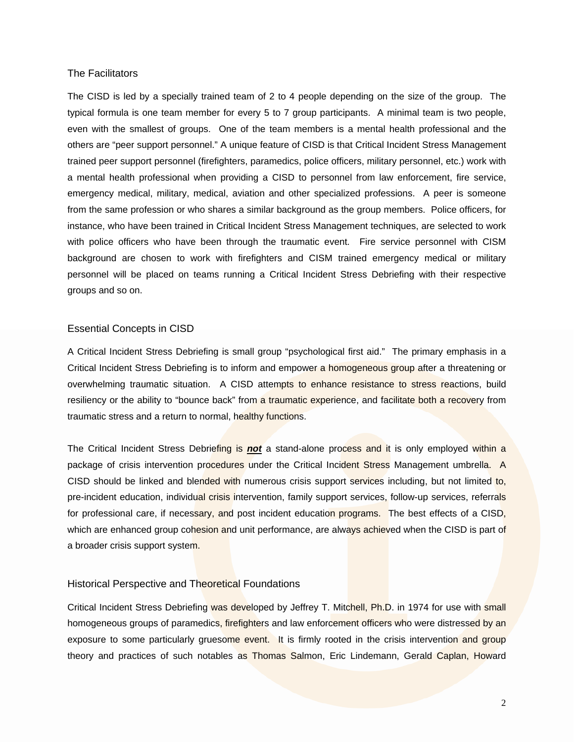## The Facilitators

The CISD is led by a specially trained team of 2 to 4 people depending on the size of the group. The typical formula is one team member for every 5 to 7 group participants. A minimal team is two people, even with the smallest of groups. One of the team members is a mental health professional and the others are "peer support personnel." A unique feature of CISD is that Critical Incident Stress Management trained peer support personnel (firefighters, paramedics, police officers, military personnel, etc.) work with a mental health professional when providing a CISD to personnel from law enforcement, fire service, emergency medical, military, medical, aviation and other specialized professions. A peer is someone from the same profession or who shares a similar background as the group members. Police officers, for instance, who have been trained in Critical Incident Stress Management techniques, are selected to work with police officers who have been through the traumatic event. Fire service personnel with CISM background are chosen to work with firefighters and CISM trained emergency medical or military personnel will be placed on teams running a Critical Incident Stress Debriefing with their respective groups and so on.

## Essential Concepts in CISD

A Critical Incident Stress Debriefing is small group "psychological first aid." The primary emphasis in a Critical Incident Stress Debriefing is to inform and empower a homogeneous group after a threatening or overwhelming traumatic situation. A CISD attempts to enhance resistance to stress reactions, build resiliency or the ability to "bounce back" from a traumatic experience, and facilitate both a recovery from traumatic stress and a return to normal, healthy functions.

The Critical Incident Stress Debriefing is ***not*** a stand-alone process and it is only employed within a package of crisis intervention procedures under the Critical Incident Stress Management umbrella. A CISD should be linked and blended with numerous crisis support services including, but not limited to, pre-incident education, individual crisis intervention, family support services, follow-up services, referrals for professional care, if necessary, and post incident education programs. The best effects of a CISD, which are enhanced group cohesion and unit performance, are always achieved when the CISD is part of a broader crisis support system.

## Historical Perspective and Theoretical Foundations

Critical Incident Stress Debriefing was developed by Jeffrey T. Mitchell, Ph.D. in 1974 for use with small homogeneous groups of paramedics, firefighters and law enforcement officers who were distressed by an exposure to some particularly gruesome event. It is firmly rooted in the crisis intervention and group theory and practices of such notables as Thomas Salmon, Eric Lindemann, Gerald Caplan, Howard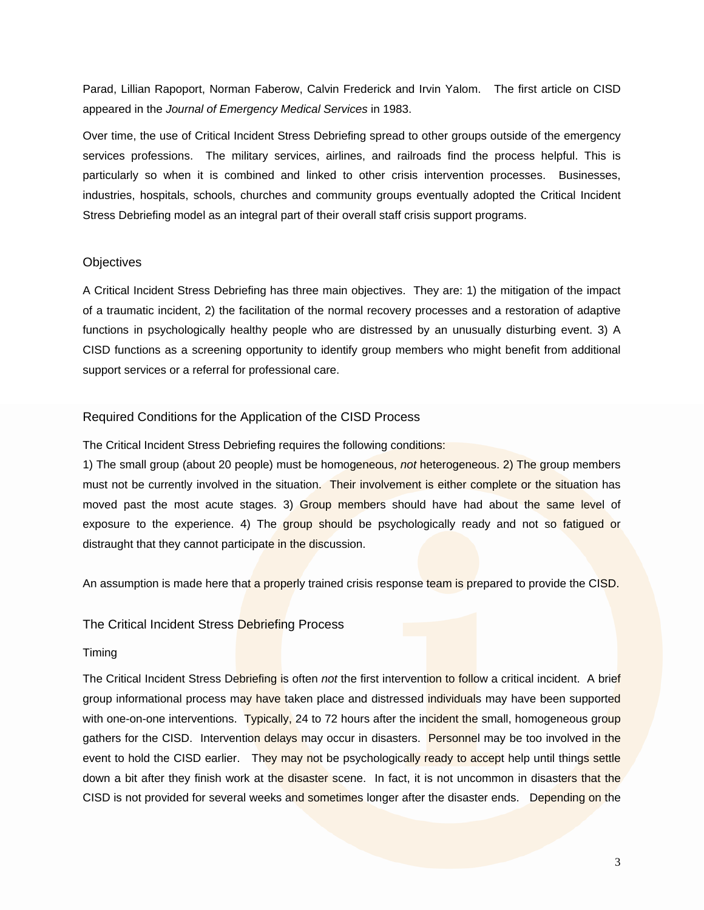Parad, Lillian Rapoport, Norman Faberow, Calvin Frederick and Irvin Yalom. The first article on CISD appeared in the *Journal of Emergency Medical Services* in 1983.

Over time, the use of Critical Incident Stress Debriefing spread to other groups outside of the emergency services professions. The military services, airlines, and railroads find the process helpful. This is particularly so when it is combined and linked to other crisis intervention processes. Businesses, industries, hospitals, schools, churches and community groups eventually adopted the Critical Incident Stress Debriefing model as an integral part of their overall staff crisis support programs.

## Objectives

A Critical Incident Stress Debriefing has three main objectives. They are: 1) the mitigation of the impact of a traumatic incident, 2) the facilitation of the normal recovery processes and a restoration of adaptive functions in psychologically healthy people who are distressed by an unusually disturbing event. 3) A CISD functions as a screening opportunity to identify group members who might benefit from additional support services or a referral for professional care.

## Required Conditions for the Application of the CISD Process

The Critical Incident Stress Debriefing requires the following conditions:
1) The small group (about 20 people) must be homogeneous, *not* heterogeneous. 2) The group members must not be currently involved in the situation. Their involvement is either complete or the situation has moved past the most acute stages. 3) Group members should have had about the same level of exposure to the experience. 4) The group should be psychologically ready and not so fatigued or distraught that they cannot participate in the discussion.

An assumption is made here that a properly trained crisis response team is prepared to provide the CISD.

## The Critical Incident Stress Debriefing Process

### Timing

The Critical Incident Stress Debriefing is often *not* the first intervention to follow a critical incident. A brief group informational process may have taken place and distressed individuals may have been supported with one-on-one interventions. Typically, 24 to 72 hours after the incident the small, homogeneous group gathers for the CISD. Intervention delays may occur in disasters. Personnel may be too involved in the event to hold the CISD earlier. They may not be psychologically ready to accept help until things settle down a bit after they finish work at the disaster scene. In fact, it is not uncommon in disasters that the CISD is not provided for several weeks and sometimes longer after the disaster ends. Depending on the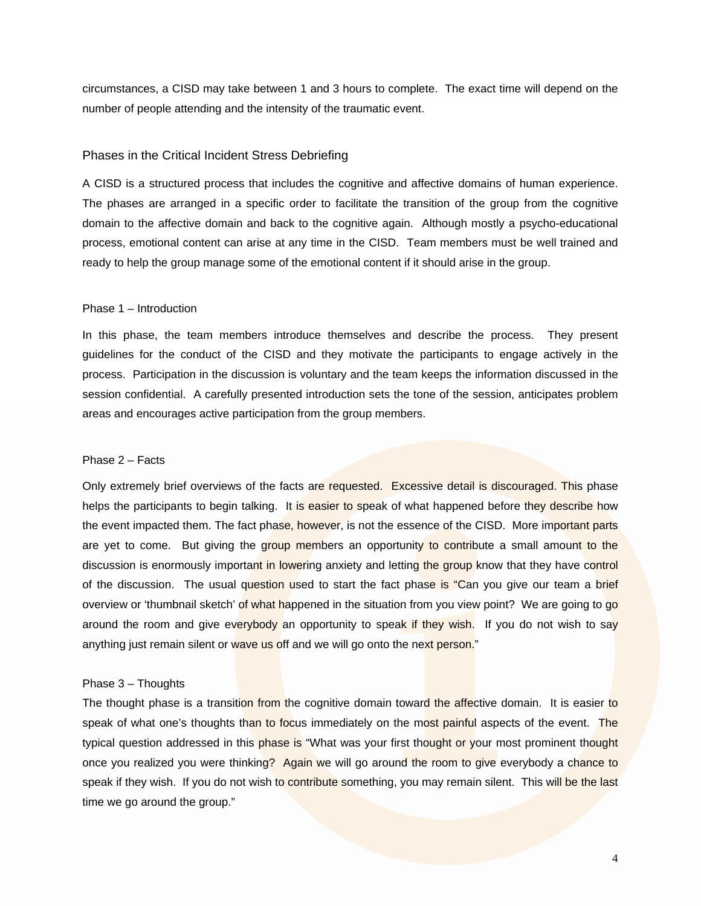circumstances, a CISD may take between 1 and 3 hours to complete. The exact time will depend on the number of people attending and the intensity of the traumatic event.

## Phases in the Critical Incident Stress Debriefing

A CISD is a structured process that includes the cognitive and affective domains of human experience. The phases are arranged in a specific order to facilitate the transition of the group from the cognitive domain to the affective domain and back to the cognitive again. Although mostly a psycho-educational process, emotional content can arise at any time in the CISD. Team members must be well trained and ready to help the group manage some of the emotional content if it should arise in the group.

### Phase 1 – Introduction

In this phase, the team members introduce themselves and describe the process. They present guidelines for the conduct of the CISD and they motivate the participants to engage actively in the process. Participation in the discussion is voluntary and the team keeps the information discussed in the session confidential. A carefully presented introduction sets the tone of the session, anticipates problem areas and encourages active participation from the group members.

### Phase 2 – Facts

Only extremely brief overviews of the facts are requested. Excessive detail is discouraged. This phase helps the participants to begin talking. It is easier to speak of what happened before they describe how the event impacted them. The fact phase, however, is not the essence of the CISD. More important parts are yet to come. But giving the group members an opportunity to contribute a small amount to the discussion is enormously important in lowering anxiety and letting the group know that they have control of the discussion. The usual question used to start the fact phase is "Can you give our team a brief overview or 'thumbnail sketch' of what happened in the situation from you view point? We are going to go around the room and give everybody an opportunity to speak if they wish. If you do not wish to say anything just remain silent or wave us off and we will go onto the next person."

### Phase 3 – Thoughts

The thought phase is a transition from the cognitive domain toward the affective domain. It is easier to speak of what one's thoughts than to focus immediately on the most painful aspects of the event. The typical question addressed in this phase is "What was your first thought or your most prominent thought once you realized you were thinking? Again we will go around the room to give everybody a chance to speak if they wish. If you do not wish to contribute something, you may remain silent. This will be the last time we go around the group."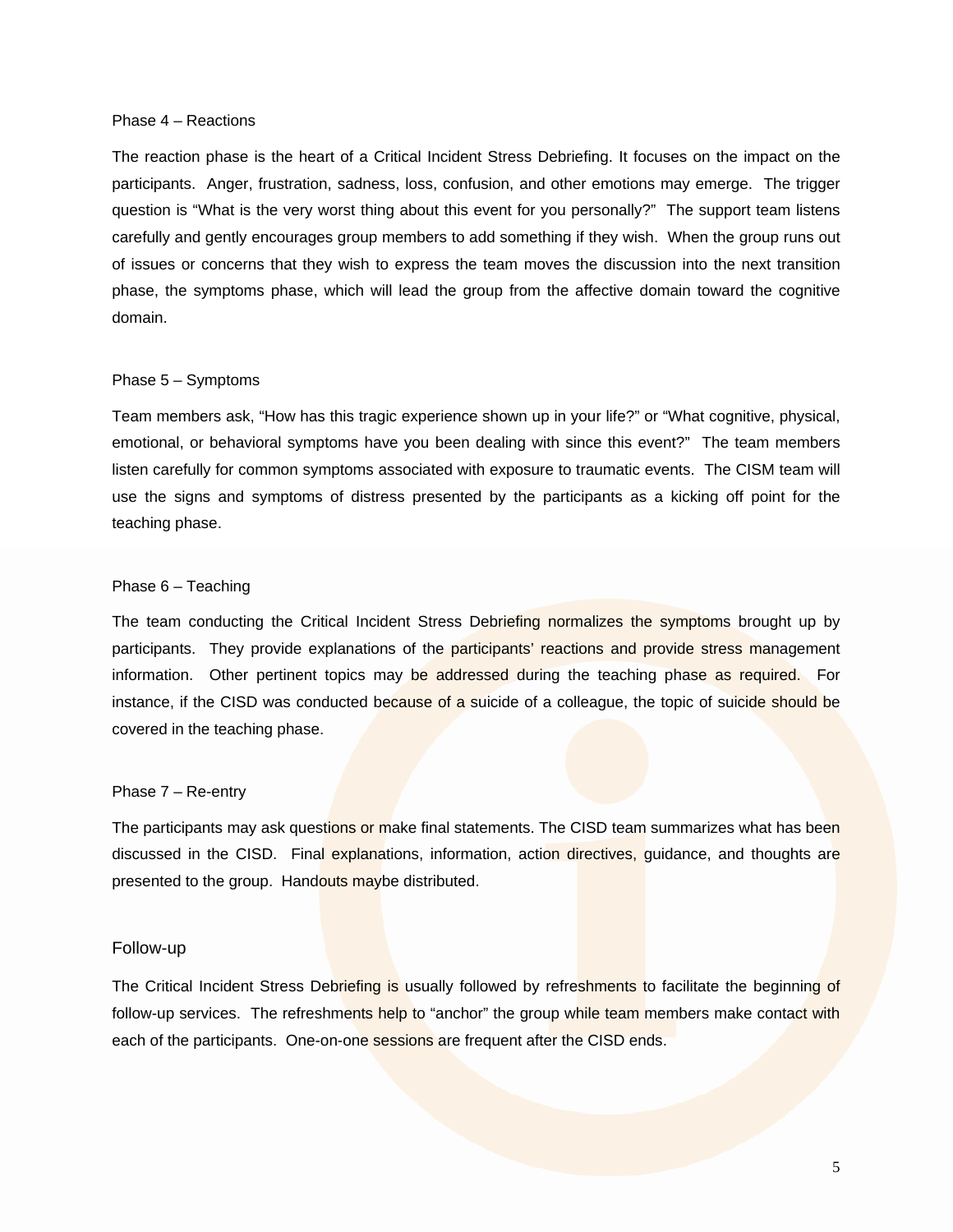### Phase 4 – Reactions

The reaction phase is the heart of a Critical Incident Stress Debriefing. It focuses on the impact on the participants. Anger, frustration, sadness, loss, confusion, and other emotions may emerge. The trigger question is "What is the very worst thing about this event for you personally?" The support team listens carefully and gently encourages group members to add something if they wish. When the group runs out of issues or concerns that they wish to express the team moves the discussion into the next transition phase, the symptoms phase, which will lead the group from the affective domain toward the cognitive domain.

### Phase 5 – Symptoms

Team members ask, "How has this tragic experience shown up in your life?" or "What cognitive, physical, emotional, or behavioral symptoms have you been dealing with since this event?" The team members listen carefully for common symptoms associated with exposure to traumatic events. The CISM team will use the signs and symptoms of distress presented by the participants as a kicking off point for the teaching phase.

### Phase 6 – Teaching

The team conducting the Critical Incident Stress Debriefing normalizes the symptoms brought up by participants. They provide explanations of the participants' reactions and provide stress management information. Other pertinent topics may be addressed during the teaching phase as required. For instance, if the CISD was conducted because of a suicide of a colleague, the topic of suicide should be covered in the teaching phase.

### Phase 7 – Re-entry

The participants may ask questions or make final statements. The CISD team summarizes what has been discussed in the CISD. Final explanations, information, action directives, guidance, and thoughts are presented to the group. Handouts maybe distributed.

## Follow-up

The Critical Incident Stress Debriefing is usually followed by refreshments to facilitate the beginning of follow-up services. The refreshments help to "anchor" the group while team members make contact with each of the participants. One-on-one sessions are frequent after the CISD ends.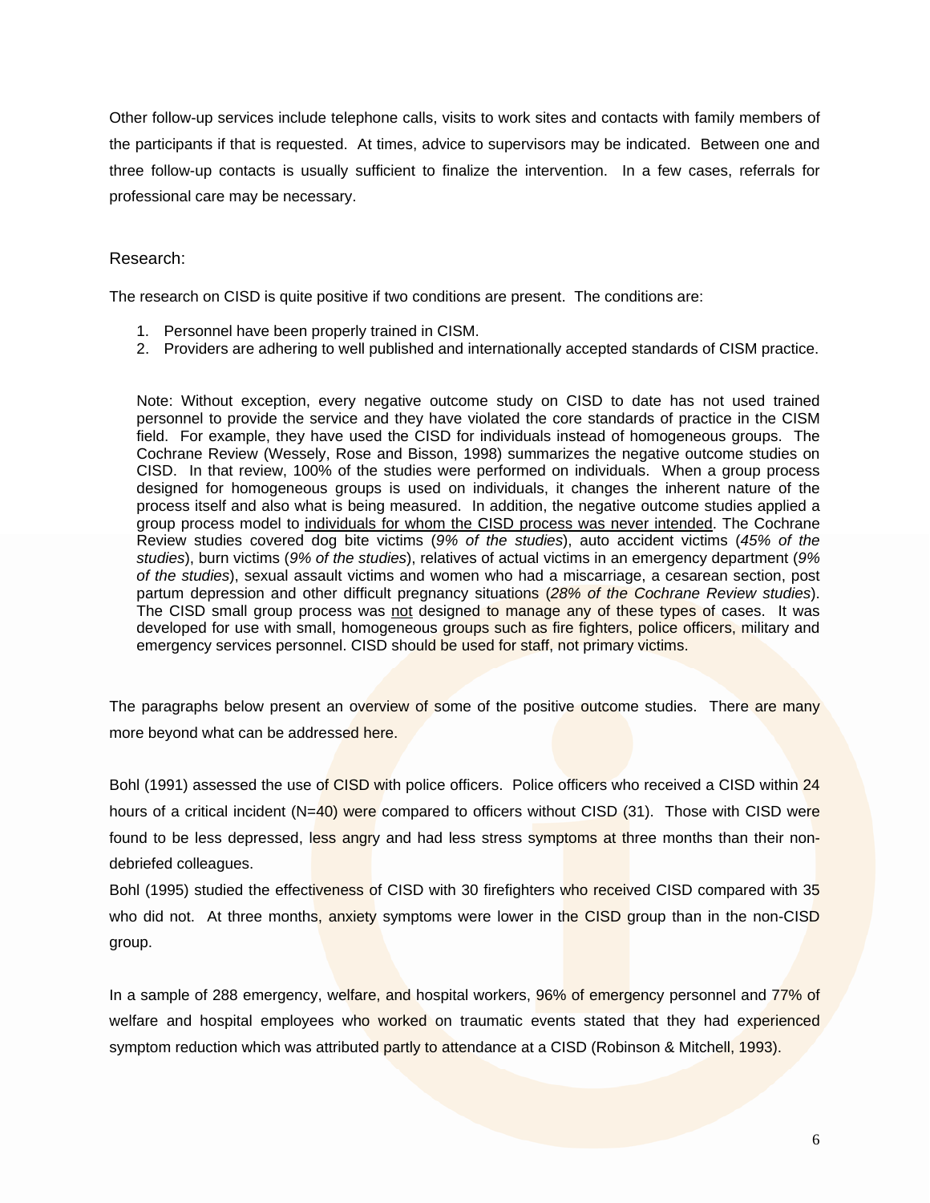Other follow-up services include telephone calls, visits to work sites and contacts with family members of the participants if that is requested. At times, advice to supervisors may be indicated. Between one and three follow-up contacts is usually sufficient to finalize the intervention. In a few cases, referrals for professional care may be necessary.

## Research:

The research on CISD is quite positive if two conditions are present. The conditions are:

1. Personnel have been properly trained in CISM.
2. Providers are adhering to well published and internationally accepted standards of CISM practice.

> Note: Without exception, every negative outcome study on CISD to date has not used trained personnel to provide the service and they have violated the core standards of practice in the CISM field. For example, they have used the CISD for individuals instead of homogeneous groups. The Cochrane Review (Wessely, Rose and Bisson, 1998) summarizes the negative outcome studies on CISD. In that review, 100% of the studies were performed on individuals. When a group process designed for homogeneous groups is used on individuals, it changes the inherent nature of the process itself and also what is being measured. In addition, the negative outcome studies applied a group process model to <u>individuals for whom the CISD process was never intended</u>. The Cochrane Review studies covered dog bite victims (*9% of the studies*), auto accident victims (*45% of the studies*), burn victims (*9% of the studies*), relatives of actual victims in an emergency department (*9% of the studies*), sexual assault victims and women who had a miscarriage, a cesarean section, post partum depression and other difficult pregnancy situations (*28% of the Cochrane Review studies*). The CISD small group process was <u>not</u> designed to manage any of these types of cases. It was developed for use with small, homogeneous groups such as fire fighters, police officers, military and emergency services personnel. CISD should be used for staff, not primary victims.

The paragraphs below present an overview of some of the positive outcome studies. There are many more beyond what can be addressed here.

Bohl (1991) assessed the use of CISD with police officers. Police officers who received a CISD within 24 hours of a critical incident (N=40) were compared to officers without CISD (31). Those with CISD were found to be less depressed, less angry and had less stress symptoms at three months than their non-debriefed colleagues.

Bohl (1995) studied the effectiveness of CISD with 30 firefighters who received CISD compared with 35 who did not. At three months, anxiety symptoms were lower in the CISD group than in the non-CISD group.

In a sample of 288 emergency, welfare, and hospital workers, 96% of emergency personnel and 77% of welfare and hospital employees who worked on traumatic events stated that they had experienced symptom reduction which was attributed partly to attendance at a CISD (Robinson & Mitchell, 1993).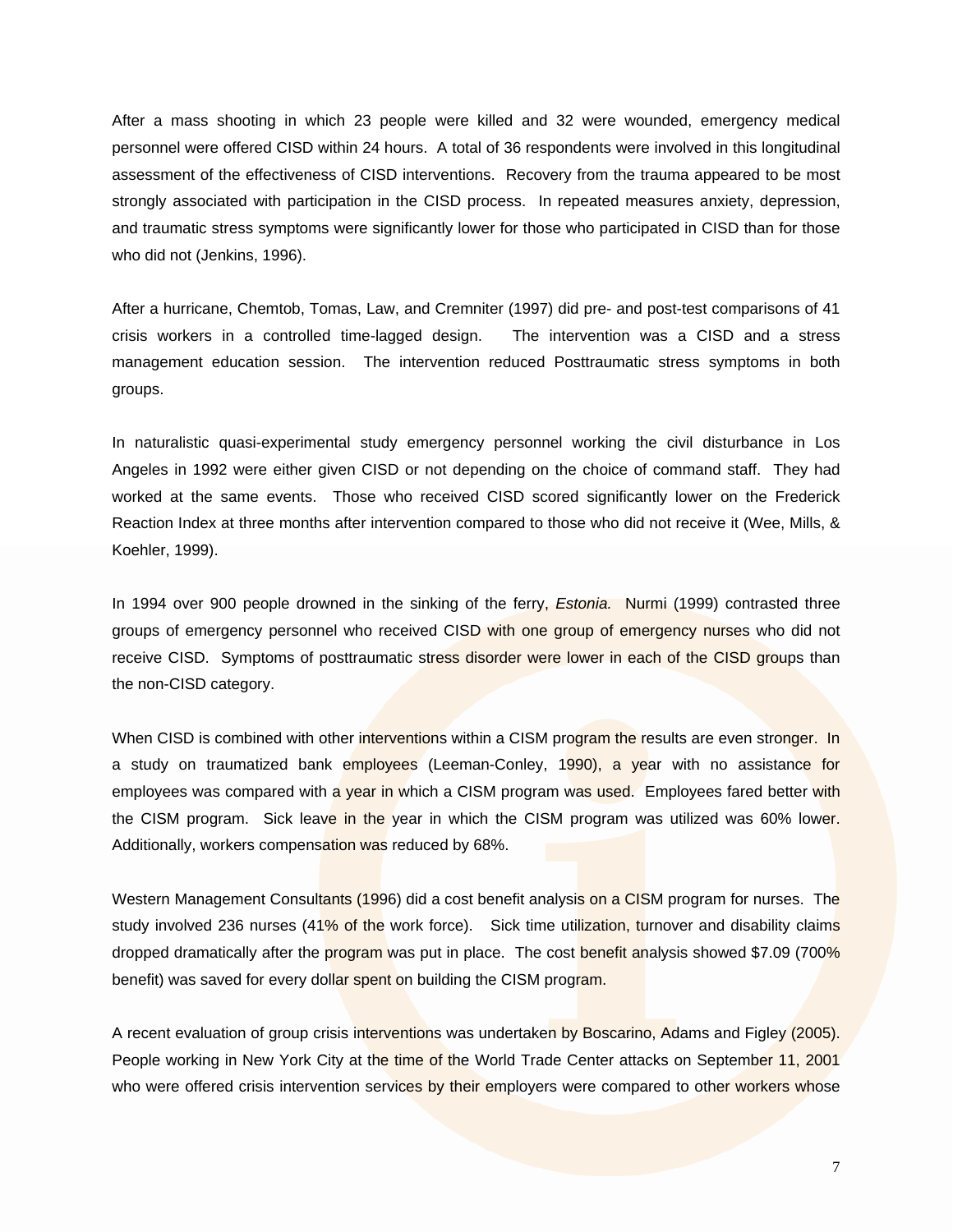After a mass shooting in which 23 people were killed and 32 were wounded, emergency medical personnel were offered CISD within 24 hours. A total of 36 respondents were involved in this longitudinal assessment of the effectiveness of CISD interventions. Recovery from the trauma appeared to be most strongly associated with participation in the CISD process. In repeated measures anxiety, depression, and traumatic stress symptoms were significantly lower for those who participated in CISD than for those who did not (Jenkins, 1996).

After a hurricane, Chemtob, Tomas, Law, and Cremniter (1997) did pre- and post-test comparisons of 41 crisis workers in a controlled time-lagged design. The intervention was a CISD and a stress management education session. The intervention reduced Posttraumatic stress symptoms in both groups.

In naturalistic quasi-experimental study emergency personnel working the civil disturbance in Los Angeles in 1992 were either given CISD or not depending on the choice of command staff. They had worked at the same events. Those who received CISD scored significantly lower on the Frederick Reaction Index at three months after intervention compared to those who did not receive it (Wee, Mills, & Koehler, 1999).

In 1994 over 900 people drowned in the sinking of the ferry, *Estonia.* Nurmi (1999) contrasted three groups of emergency personnel who received CISD with one group of emergency nurses who did not receive CISD. Symptoms of posttraumatic stress disorder were lower in each of the CISD groups than the non-CISD category.

When CISD is combined with other interventions within a CISM program the results are even stronger. In a study on traumatized bank employees (Leeman-Conley, 1990), a year with no assistance for employees was compared with a year in which a CISM program was used. Employees fared better with the CISM program. Sick leave in the year in which the CISM program was utilized was 60% lower. Additionally, workers compensation was reduced by 68%.

Western Management Consultants (1996) did a cost benefit analysis on a CISM program for nurses. The study involved 236 nurses (41% of the work force). Sick time utilization, turnover and disability claims dropped dramatically after the program was put in place. The cost benefit analysis showed $7.09 (700% benefit) was saved for every dollar spent on building the CISM program.

A recent evaluation of group crisis interventions was undertaken by Boscarino, Adams and Figley (2005). People working in New York City at the time of the World Trade Center attacks on September 11, 2001 who were offered crisis intervention services by their employers were compared to other workers whose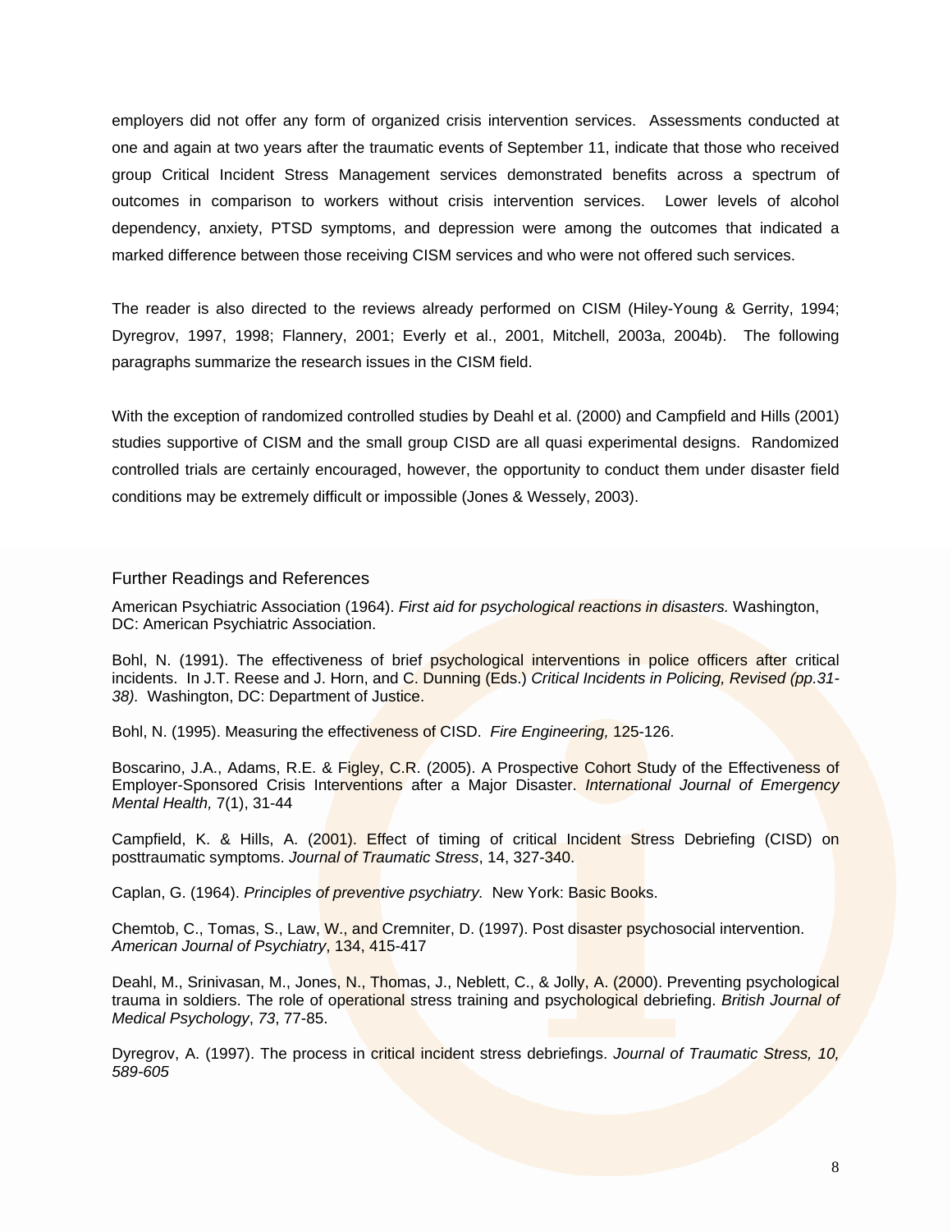employers did not offer any form of organized crisis intervention services. Assessments conducted at one and again at two years after the traumatic events of September 11, indicate that those who received group Critical Incident Stress Management services demonstrated benefits across a spectrum of outcomes in comparison to workers without crisis intervention services. Lower levels of alcohol dependency, anxiety, PTSD symptoms, and depression were among the outcomes that indicated a marked difference between those receiving CISM services and who were not offered such services.

The reader is also directed to the reviews already performed on CISM (Hiley-Young & Gerrity, 1994; Dyregrov, 1997, 1998; Flannery, 2001; Everly et al., 2001, Mitchell, 2003a, 2004b). The following paragraphs summarize the research issues in the CISM field.

With the exception of randomized controlled studies by Deahl et al. (2000) and Campfield and Hills (2001) studies supportive of CISM and the small group CISD are all quasi experimental designs. Randomized controlled trials are certainly encouraged, however, the opportunity to conduct them under disaster field conditions may be extremely difficult or impossible (Jones & Wessely, 2003).

## Further Readings and References

American Psychiatric Association (1964). *First aid for psychological reactions in disasters.* Washington, DC: American Psychiatric Association.

Bohl, N. (1991). The effectiveness of brief psychological interventions in police officers after critical incidents. In J.T. Reese and J. Horn, and C. Dunning (Eds.) *Critical Incidents in Policing, Revised (pp.31-38).* Washington, DC: Department of Justice.

Bohl, N. (1995). Measuring the effectiveness of CISD. *Fire Engineering,* 125-126.

Boscarino, J.A., Adams, R.E. & Figley, C.R. (2005). A Prospective Cohort Study of the Effectiveness of Employer-Sponsored Crisis Interventions after a Major Disaster. *International Journal of Emergency Mental Health,* 7(1), 31-44

Campfield, K. & Hills, A. (2001). Effect of timing of critical Incident Stress Debriefing (CISD) on posttraumatic symptoms. *Journal of Traumatic Stress*, 14, 327-340.

Caplan, G. (1964). *Principles of preventive psychiatry.* New York: Basic Books.

Chemtob, C., Tomas, S., Law, W., and Cremniter, D. (1997). Post disaster psychosocial intervention. *American Journal of Psychiatry*, 134, 415-417

Deahl, M., Srinivasan, M., Jones, N., Thomas, J., Neblett, C., & Jolly, A. (2000). Preventing psychological trauma in soldiers. The role of operational stress training and psychological debriefing. *British Journal of Medical Psychology*, *73*, 77-85.

Dyregrov, A. (1997). The process in critical incident stress debriefings. *Journal of Traumatic Stress, 10, 589-605*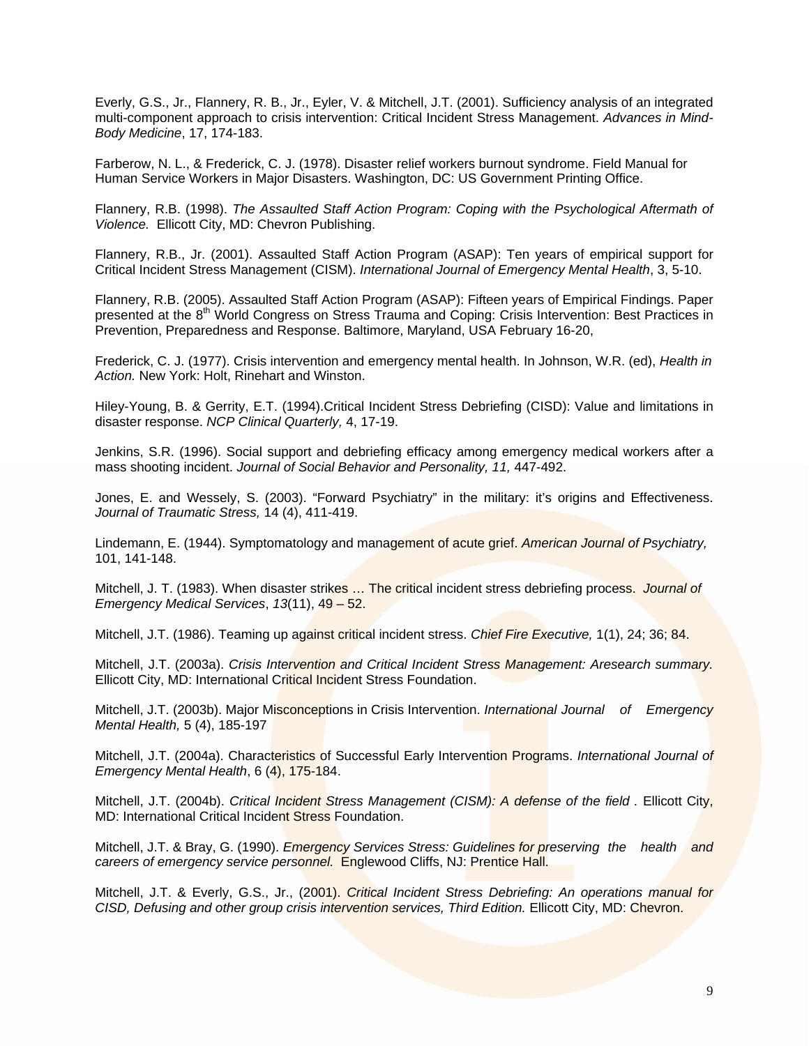Everly, G.S., Jr., Flannery, R. B., Jr., Eyler, V. & Mitchell, J.T. (2001). Sufficiency analysis of an integrated multi-component approach to crisis intervention: Critical Incident Stress Management. *Advances in Mind-Body Medicine*, 17, 174-183.

Farberow, N. L., & Frederick, C. J. (1978). Disaster relief workers burnout syndrome. Field Manual for Human Service Workers in Major Disasters. Washington, DC: US Government Printing Office.

Flannery, R.B. (1998). *The Assaulted Staff Action Program: Coping with the Psychological Aftermath of Violence.* Ellicott City, MD: Chevron Publishing.

Flannery, R.B., Jr. (2001). Assaulted Staff Action Program (ASAP): Ten years of empirical support for Critical Incident Stress Management (CISM). *International Journal of Emergency Mental Health*, 3, 5-10.

Flannery, R.B. (2005). Assaulted Staff Action Program (ASAP): Fifteen years of Empirical Findings. Paper presented at the 8th World Congress on Stress Trauma and Coping: Crisis Intervention: Best Practices in Prevention, Preparedness and Response. Baltimore, Maryland, USA February 16-20,

Frederick, C. J. (1977). Crisis intervention and emergency mental health. In Johnson, W.R. (ed), *Health in Action.* New York: Holt, Rinehart and Winston.

Hiley-Young, B. & Gerrity, E.T. (1994).Critical Incident Stress Debriefing (CISD): Value and limitations in disaster response. *NCP Clinical Quarterly,* 4, 17-19.

Jenkins, S.R. (1996). Social support and debriefing efficacy among emergency medical workers after a mass shooting incident. *Journal of Social Behavior and Personality, 11,* 447-492.

Jones, E. and Wessely, S. (2003). "Forward Psychiatry" in the military: it's origins and Effectiveness. *Journal of Traumatic Stress,* 14 (4), 411-419.

Lindemann, E. (1944). Symptomatology and management of acute grief. *American Journal of Psychiatry,* 101, 141-148.

Mitchell, J. T. (1983). When disaster strikes … The critical incident stress debriefing process. *Journal of Emergency Medical Services*, *13*(11), 49 – 52.

Mitchell, J.T. (1986). Teaming up against critical incident stress. *Chief Fire Executive,* 1(1), 24; 36; 84.

Mitchell, J.T. (2003a). *Crisis Intervention and Critical Incident Stress Management: Aresearch summary.* Ellicott City, MD: International Critical Incident Stress Foundation.

Mitchell, J.T. (2003b). Major Misconceptions in Crisis Intervention. *International Journal of Emergency Mental Health,* 5 (4), 185-197

Mitchell, J.T. (2004a). Characteristics of Successful Early Intervention Programs. *International Journal of Emergency Mental Health*, 6 (4), 175-184.

Mitchell, J.T. (2004b). *Critical Incident Stress Management (CISM): A defense of the field .* Ellicott City, MD: International Critical Incident Stress Foundation.

Mitchell, J.T. & Bray, G. (1990). *Emergency Services Stress: Guidelines for preserving the health and careers of emergency service personnel.* Englewood Cliffs, NJ: Prentice Hall.

Mitchell, J.T. & Everly, G.S., Jr., (2001). *Critical Incident Stress Debriefing: An operations manual for CISD, Defusing and other group crisis intervention services, Third Edition.* Ellicott City, MD: Chevron.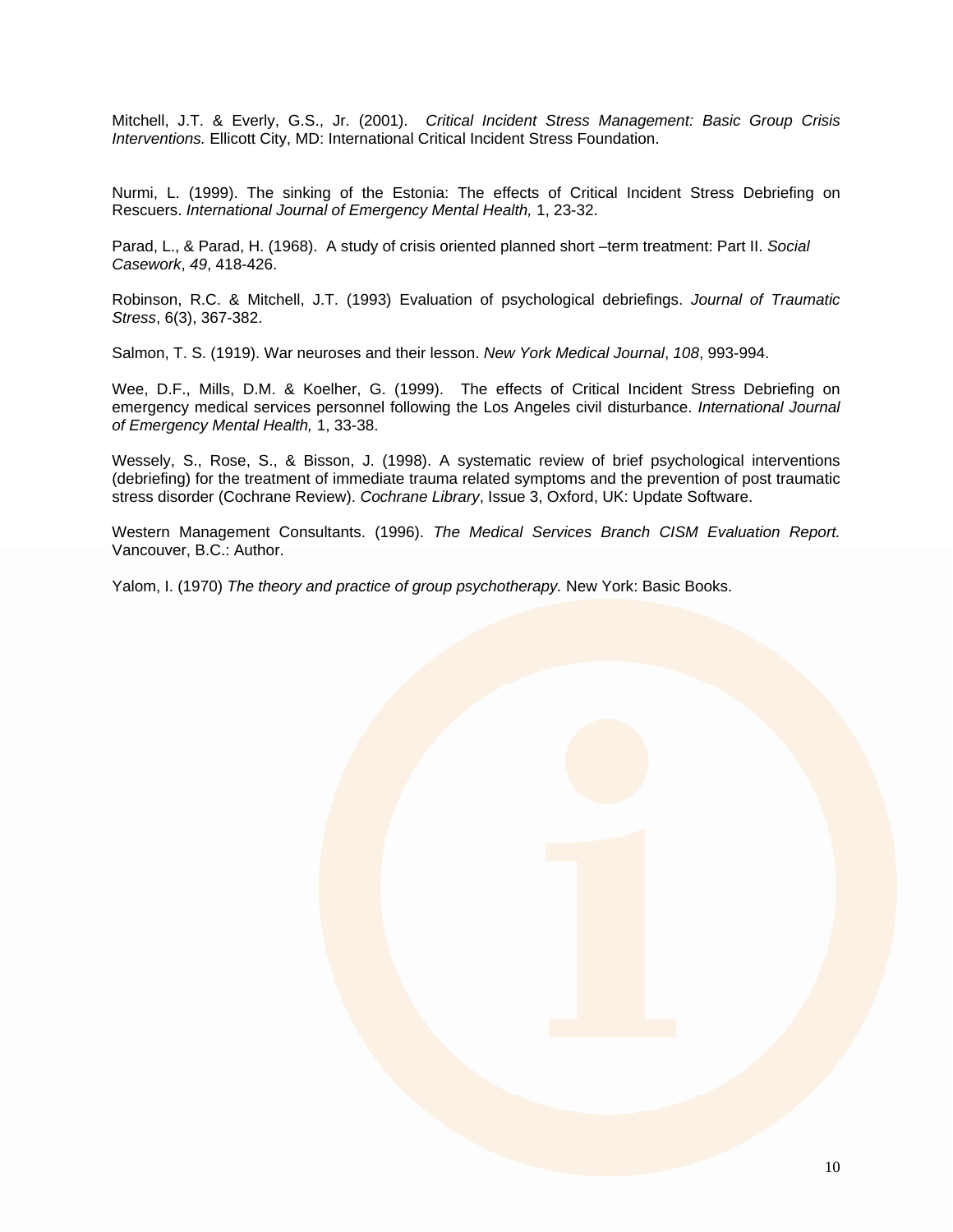Mitchell, J.T. & Everly, G.S., Jr. (2001). *Critical Incident Stress Management: Basic Group Crisis Interventions.* Ellicott City, MD: International Critical Incident Stress Foundation.

Nurmi, L. (1999). The sinking of the Estonia: The effects of Critical Incident Stress Debriefing on Rescuers. *International Journal of Emergency Mental Health,* 1, 23-32.

Parad, L., & Parad, H. (1968). A study of crisis oriented planned short –term treatment: Part II. *Social Casework*, *49*, 418-426.

Robinson, R.C. & Mitchell, J.T. (1993) Evaluation of psychological debriefings. *Journal of Traumatic Stress*, 6(3), 367-382.

Salmon, T. S. (1919). War neuroses and their lesson. *New York Medical Journal*, *108*, 993-994.

Wee, D.F., Mills, D.M. & Koelher, G. (1999). The effects of Critical Incident Stress Debriefing on emergency medical services personnel following the Los Angeles civil disturbance. *International Journal of Emergency Mental Health,* 1, 33-38.

Wessely, S., Rose, S., & Bisson, J. (1998). A systematic review of brief psychological interventions (debriefing) for the treatment of immediate trauma related symptoms and the prevention of post traumatic stress disorder (Cochrane Review). *Cochrane Library*, Issue 3, Oxford, UK: Update Software.

Western Management Consultants. (1996). *The Medical Services Branch CISM Evaluation Report.* Vancouver, B.C.: Author.

Yalom, I. (1970) *The theory and practice of group psychotherapy.* New York: Basic Books.